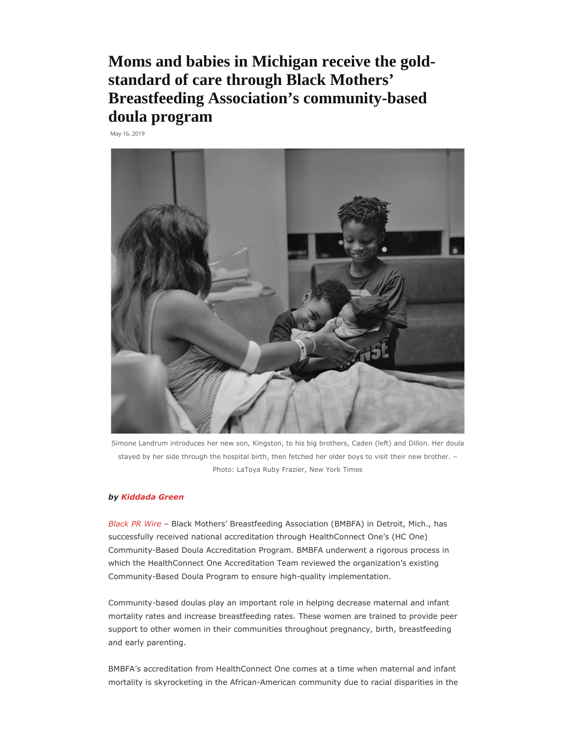# Moms and babies in Michigan receive the gold-standard of care through Black Mothers' Breastfeeding Association's community-based doula program

May 16, 2019

Simone Landrum introduces her new son, Kingston, to his big brothers, Caden (left) and Dillon. Her doula stayed by her side through the hospital birth, then fetched her older boys to visit their new brother. – Photo: LaToya Ruby Frazier, New York Times

***by Kiddada Green***

*Black PR Wire* – Black Mothers' Breastfeeding Association (BMBFA) in Detroit, Mich., has successfully received national accreditation through HealthConnect One's (HC One) Community-Based Doula Accreditation Program. BMBFA underwent a rigorous process in which the HealthConnect One Accreditation Team reviewed the organization's existing Community-Based Doula Program to ensure high-quality implementation.

Community-based doulas play an important role in helping decrease maternal and infant mortality rates and increase breastfeeding rates. These women are trained to provide peer support to other women in their communities throughout pregnancy, birth, breastfeeding and early parenting.

BMBFA's accreditation from HealthConnect One comes at a time when maternal and infant mortality is skyrocketing in the African-American community due to racial disparities in the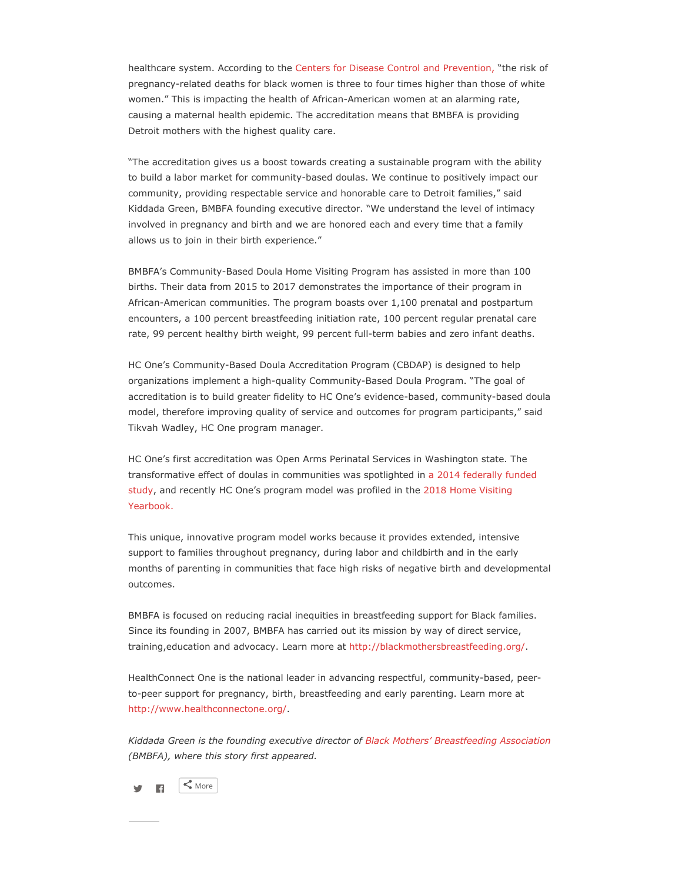healthcare system. According to the Centers for Disease Control and Prevention, "the risk of pregnancy-related deaths for black women is three to four times higher than those of white women." This is impacting the health of African-American women at an alarming rate, causing a maternal health epidemic. The accreditation means that BMBFA is providing Detroit mothers with the highest quality care.

"The accreditation gives us a boost towards creating a sustainable program with the ability to build a labor market for community-based doulas. We continue to positively impact our community, providing respectable service and honorable care to Detroit families," said Kiddada Green, BMBFA founding executive director. "We understand the level of intimacy involved in pregnancy and birth and we are honored each and every time that a family allows us to join in their birth experience."

BMBFA's Community-Based Doula Home Visiting Program has assisted in more than 100 births. Their data from 2015 to 2017 demonstrates the importance of their program in African-American communities. The program boasts over 1,100 prenatal and postpartum encounters, a 100 percent breastfeeding initiation rate, 100 percent regular prenatal care rate, 99 percent healthy birth weight, 99 percent full-term babies and zero infant deaths.

HC One's Community-Based Doula Accreditation Program (CBDAP) is designed to help organizations implement a high-quality Community-Based Doula Program. "The goal of accreditation is to build greater fidelity to HC One's evidence-based, community-based doula model, therefore improving quality of service and outcomes for program participants," said Tikvah Wadley, HC One program manager.

HC One's first accreditation was Open Arms Perinatal Services in Washington state. The transformative effect of doulas in communities was spotlighted in a 2014 federally funded study, and recently HC One's program model was profiled in the 2018 Home Visiting Yearbook.

This unique, innovative program model works because it provides extended, intensive support to families throughout pregnancy, during labor and childbirth and in the early months of parenting in communities that face high risks of negative birth and developmental outcomes.

BMBFA is focused on reducing racial inequities in breastfeeding support for Black families. Since its founding in 2007, BMBFA has carried out its mission by way of direct service, training,education and advocacy. Learn more at http://blackmothersbreastfeeding.org/.

HealthConnect One is the national leader in advancing respectful, community-based, peer-to-peer support for pregnancy, birth, breastfeeding and early parenting. Learn more at http://www.healthconnectone.org/.

*Kiddada Green is the founding executive director of Black Mothers' Breastfeeding Association (BMBFA), where this story first appeared.*

More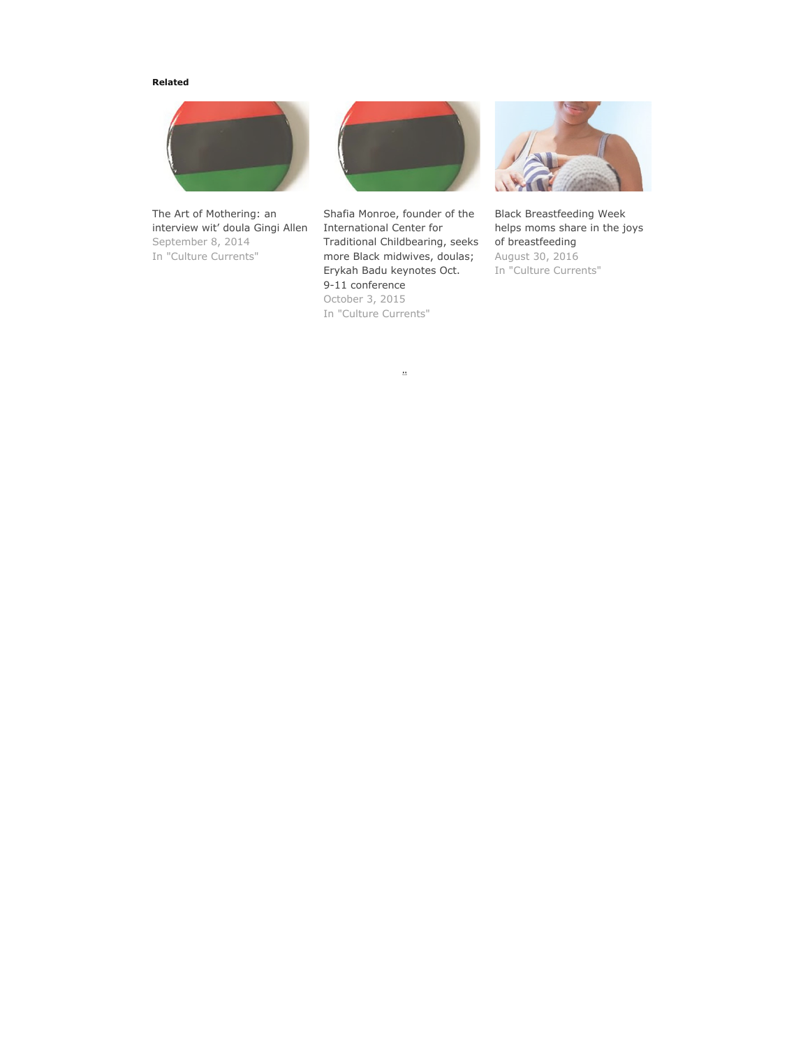**Related**

The Art of Mothering: an interview wit' doula Gingi Allen
September 8, 2014
In "Culture Currents"

Shafia Monroe, founder of the International Center for Traditional Childbearing, seeks more Black midwives, doulas; Erykah Badu keynotes Oct. 9-11 conference
October 3, 2015
In "Culture Currents"

Black Breastfeeding Week helps moms share in the joys of breastfeeding
August 30, 2016
In "Culture Currents"